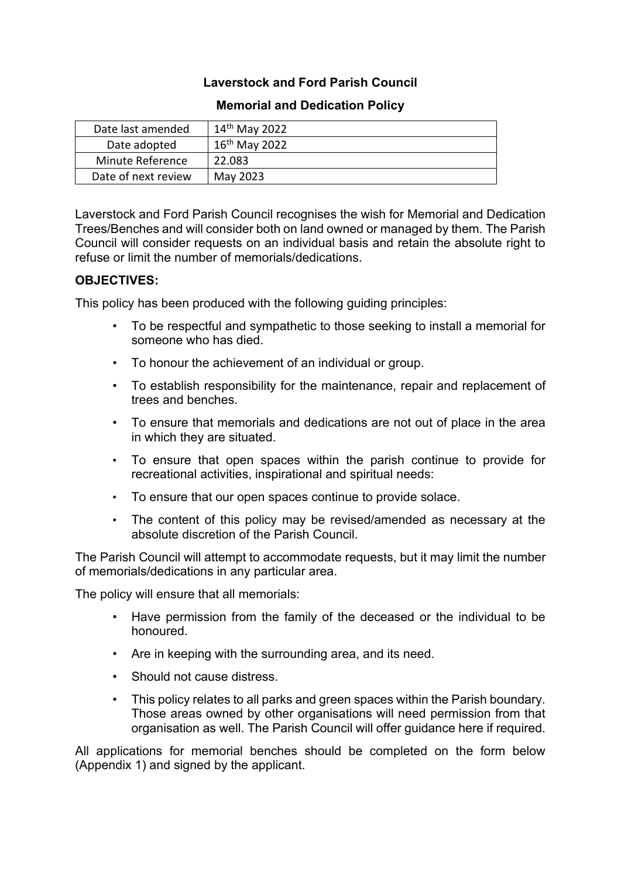# Laverstock and Ford Parish Council

## Memorial and Dedication Policy

| | |
|---|---|
| Date last amended | 14th May 2022 |
| Date adopted | 16th May 2022 |
| Minute Reference | 22.083 |
| Date of next review | May 2023 |

Laverstock and Ford Parish Council recognises the wish for Memorial and Dedication Trees/Benches and will consider both on land owned or managed by them. The Parish Council will consider requests on an individual basis and retain the absolute right to refuse or limit the number of memorials/dedications.

**OBJECTIVES:**

This policy has been produced with the following guiding principles:

- To be respectful and sympathetic to those seeking to install a memorial for someone who has died.
- To honour the achievement of an individual or group.
- To establish responsibility for the maintenance, repair and replacement of trees and benches.
- To ensure that memorials and dedications are not out of place in the area in which they are situated.
- To ensure that open spaces within the parish continue to provide for recreational activities, inspirational and spiritual needs:
- To ensure that our open spaces continue to provide solace.
- The content of this policy may be revised/amended as necessary at the absolute discretion of the Parish Council.

The Parish Council will attempt to accommodate requests, but it may limit the number of memorials/dedications in any particular area.

The policy will ensure that all memorials:

- Have permission from the family of the deceased or the individual to be honoured.
- Are in keeping with the surrounding area, and its need.
- Should not cause distress.
- This policy relates to all parks and green spaces within the Parish boundary. Those areas owned by other organisations will need permission from that organisation as well. The Parish Council will offer guidance here if required.

All applications for memorial benches should be completed on the form below (Appendix 1) and signed by the applicant.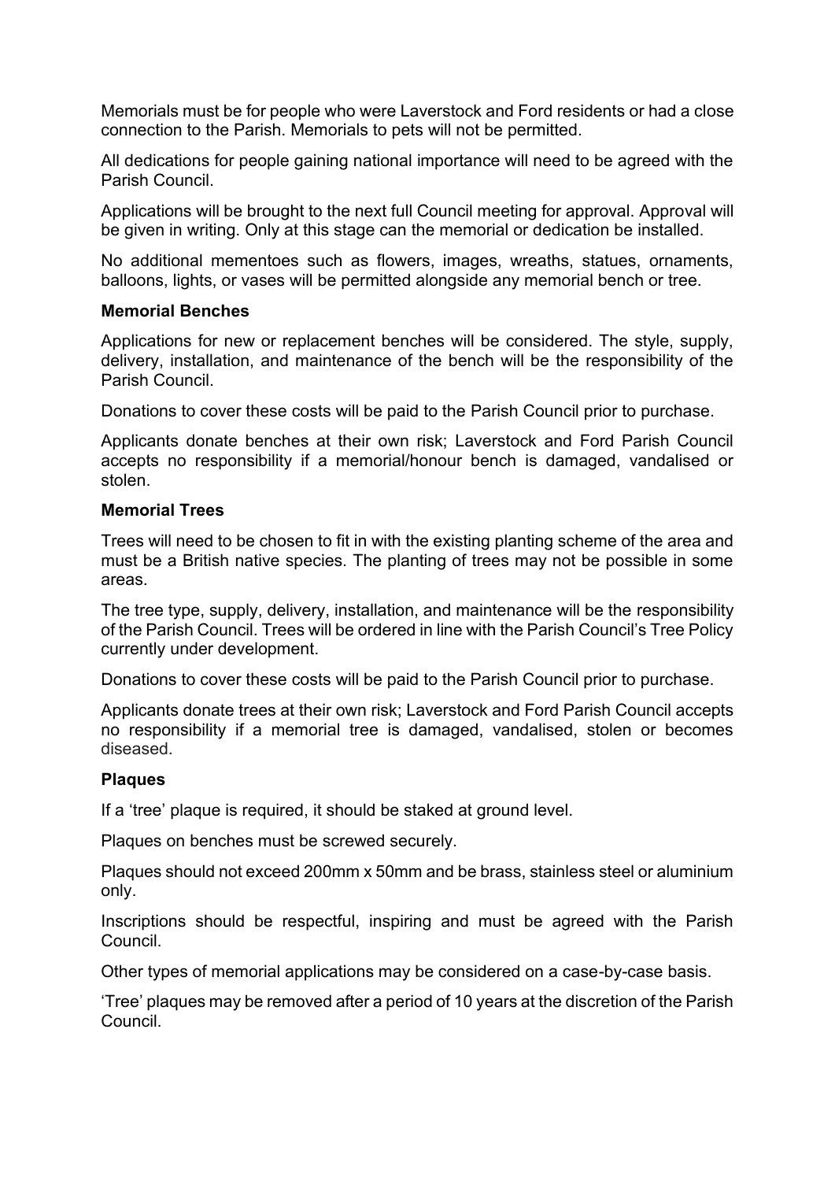Memorials must be for people who were Laverstock and Ford residents or had a close connection to the Parish. Memorials to pets will not be permitted.

All dedications for people gaining national importance will need to be agreed with the Parish Council.

Applications will be brought to the next full Council meeting for approval. Approval will be given in writing. Only at this stage can the memorial or dedication be installed.

No additional mementoes such as flowers, images, wreaths, statues, ornaments, balloons, lights, or vases will be permitted alongside any memorial bench or tree.

**Memorial Benches**

Applications for new or replacement benches will be considered. The style, supply, delivery, installation, and maintenance of the bench will be the responsibility of the Parish Council.

Donations to cover these costs will be paid to the Parish Council prior to purchase.

Applicants donate benches at their own risk; Laverstock and Ford Parish Council accepts no responsibility if a memorial/honour bench is damaged, vandalised or stolen.

**Memorial Trees**

Trees will need to be chosen to fit in with the existing planting scheme of the area and must be a British native species. The planting of trees may not be possible in some areas.

The tree type, supply, delivery, installation, and maintenance will be the responsibility of the Parish Council. Trees will be ordered in line with the Parish Council's Tree Policy currently under development.

Donations to cover these costs will be paid to the Parish Council prior to purchase.

Applicants donate trees at their own risk; Laverstock and Ford Parish Council accepts no responsibility if a memorial tree is damaged, vandalised, stolen or becomes diseased.

**Plaques**

If a 'tree' plaque is required, it should be staked at ground level.

Plaques on benches must be screwed securely.

Plaques should not exceed 200mm x 50mm and be brass, stainless steel or aluminium only.

Inscriptions should be respectful, inspiring and must be agreed with the Parish Council.

Other types of memorial applications may be considered on a case-by-case basis.

'Tree' plaques may be removed after a period of 10 years at the discretion of the Parish Council.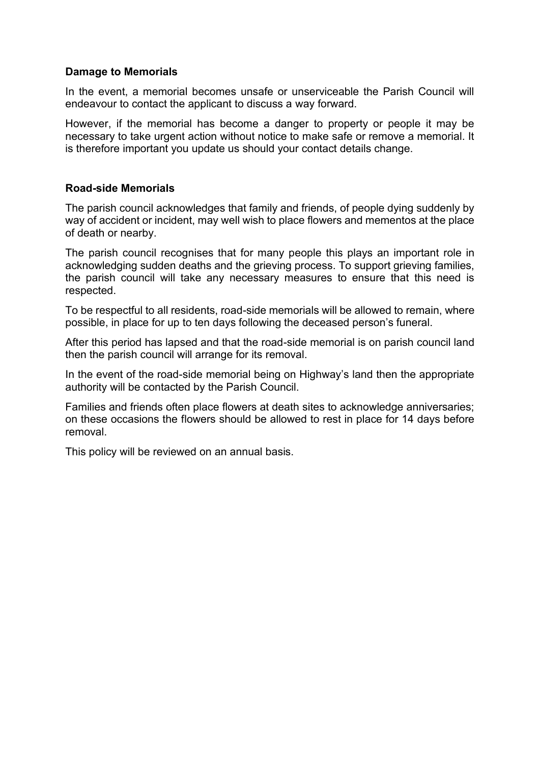**Damage to Memorials**

In the event, a memorial becomes unsafe or unserviceable the Parish Council will endeavour to contact the applicant to discuss a way forward.

However, if the memorial has become a danger to property or people it may be necessary to take urgent action without notice to make safe or remove a memorial. It is therefore important you update us should your contact details change.

**Road-side Memorials**

The parish council acknowledges that family and friends, of people dying suddenly by way of accident or incident, may well wish to place flowers and mementos at the place of death or nearby.

The parish council recognises that for many people this plays an important role in acknowledging sudden deaths and the grieving process. To support grieving families, the parish council will take any necessary measures to ensure that this need is respected.

To be respectful to all residents, road-side memorials will be allowed to remain, where possible, in place for up to ten days following the deceased person's funeral.

After this period has lapsed and that the road-side memorial is on parish council land then the parish council will arrange for its removal.

In the event of the road-side memorial being on Highway's land then the appropriate authority will be contacted by the Parish Council.

Families and friends often place flowers at death sites to acknowledge anniversaries; on these occasions the flowers should be allowed to rest in place for 14 days before removal.

This policy will be reviewed on an annual basis.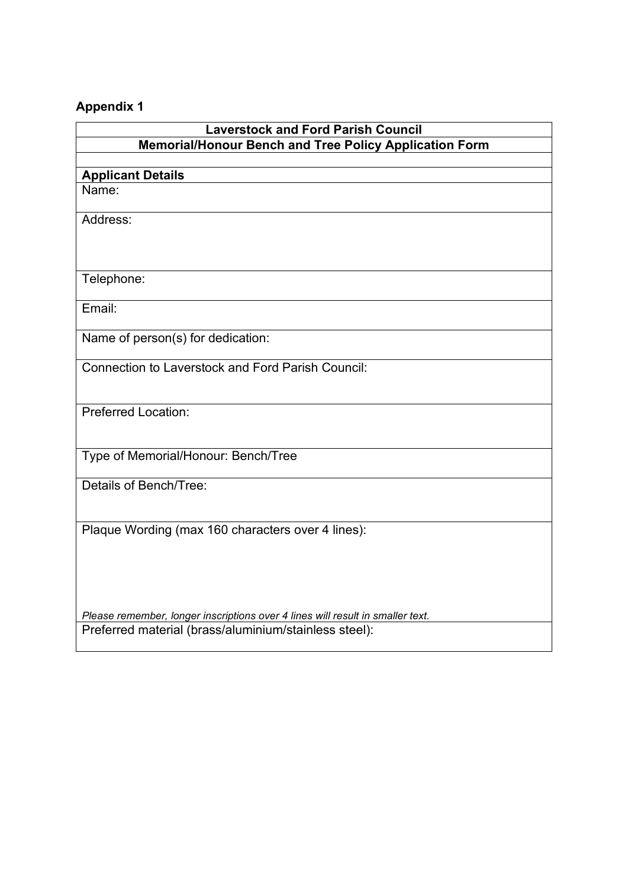**Appendix 1**

| Laverstock and Ford Parish Council<br>Memorial/Honour Bench and Tree Policy Application Form |
|---|
| |
| **Applicant Details** |
| Name: |
| Address: |
| Telephone: |
| Email: |
| Name of person(s) for dedication: |
| Connection to Laverstock and Ford Parish Council: |
| Preferred Location: |
| Type of Memorial/Honour: Bench/Tree |
| Details of Bench/Tree: |
| Plaque Wording (max 160 characters over 4 lines):<br><br><br><br>*Please remember, longer inscriptions over 4 lines will result in smaller text.* |
| Preferred material (brass/aluminium/stainless steel): |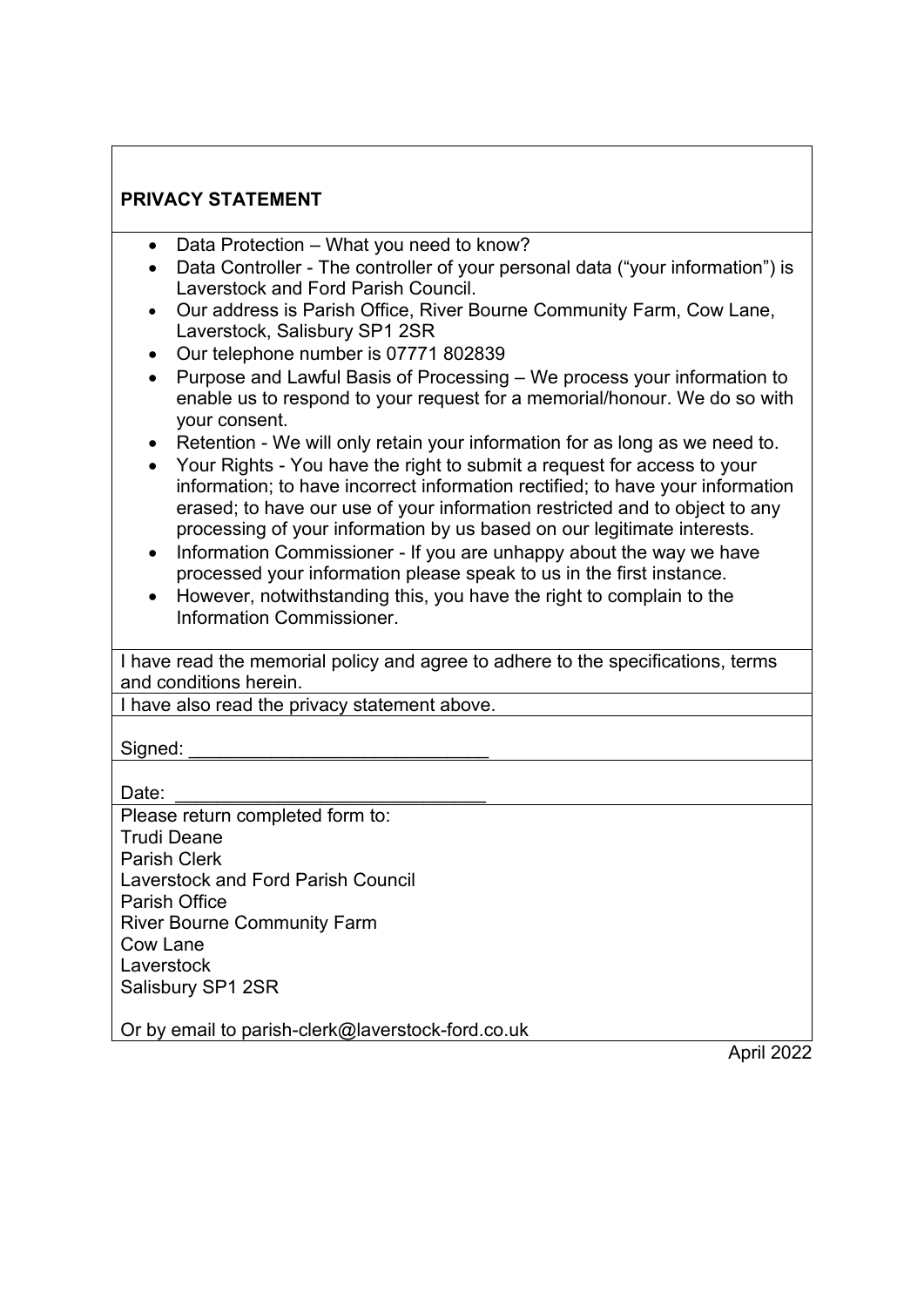**PRIVACY STATEMENT**

- Data Protection – What you need to know?
- Data Controller - The controller of your personal data ("your information") is Laverstock and Ford Parish Council.
- Our address is Parish Office, River Bourne Community Farm, Cow Lane, Laverstock, Salisbury SP1 2SR
- Our telephone number is 07771 802839
- Purpose and Lawful Basis of Processing – We process your information to enable us to respond to your request for a memorial/honour. We do so with your consent.
- Retention - We will only retain your information for as long as we need to.
- Your Rights - You have the right to submit a request for access to your information; to have incorrect information rectified; to have your information erased; to have our use of your information restricted and to object to any processing of your information by us based on our legitimate interests.
- Information Commissioner - If you are unhappy about the way we have processed your information please speak to us in the first instance.
- However, notwithstanding this, you have the right to complain to the Information Commissioner.

I have read the memorial policy and agree to adhere to the specifications, terms and conditions herein.

I have also read the privacy statement above.

Signed: ______________________________

Date: ______________________________

Please return completed form to:
Trudi Deane
Parish Clerk
Laverstock and Ford Parish Council
Parish Office
River Bourne Community Farm
Cow Lane
Laverstock
Salisbury SP1 2SR

Or by email to parish-clerk@laverstock-ford.co.uk

April 2022